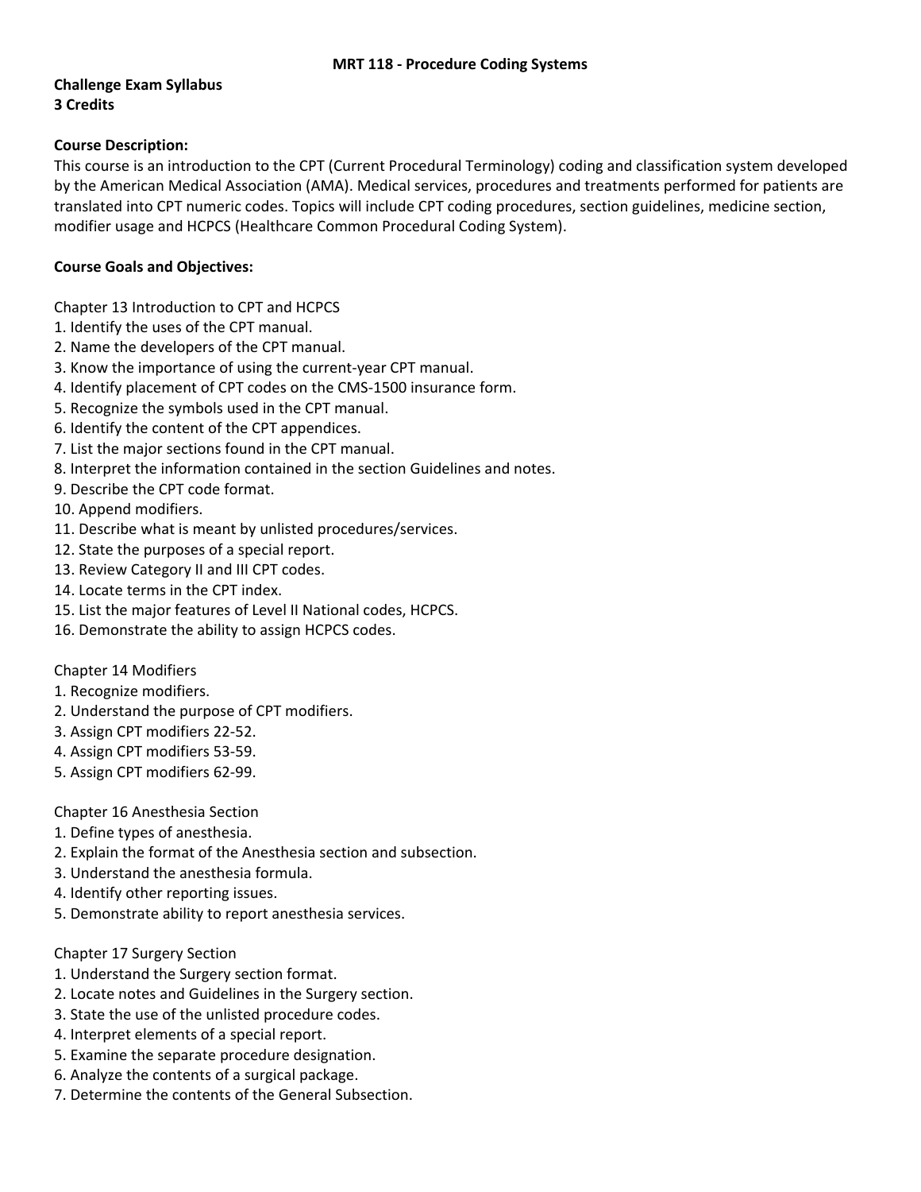# MRT 118 - Procedure Coding Systems

**Challenge Exam Syllabus**
**3 Credits**

**Course Description:**
This course is an introduction to the CPT (Current Procedural Terminology) coding and classification system developed by the American Medical Association (AMA). Medical services, procedures and treatments performed for patients are translated into CPT numeric codes. Topics will include CPT coding procedures, section guidelines, medicine section, modifier usage and HCPCS (Healthcare Common Procedural Coding System).

**Course Goals and Objectives:**

Chapter 13 Introduction to CPT and HCPCS
1. Identify the uses of the CPT manual.
2. Name the developers of the CPT manual.
3. Know the importance of using the current-year CPT manual.
4. Identify placement of CPT codes on the CMS-1500 insurance form.
5. Recognize the symbols used in the CPT manual.
6. Identify the content of the CPT appendices.
7. List the major sections found in the CPT manual.
8. Interpret the information contained in the section Guidelines and notes.
9. Describe the CPT code format.
10. Append modifiers.
11. Describe what is meant by unlisted procedures/services.
12. State the purposes of a special report.
13. Review Category II and III CPT codes.
14. Locate terms in the CPT index.
15. List the major features of Level II National codes, HCPCS.
16. Demonstrate the ability to assign HCPCS codes.

Chapter 14 Modifiers
1. Recognize modifiers.
2. Understand the purpose of CPT modifiers.
3. Assign CPT modifiers 22-52.
4. Assign CPT modifiers 53-59.
5. Assign CPT modifiers 62-99.

Chapter 16 Anesthesia Section
1. Define types of anesthesia.
2. Explain the format of the Anesthesia section and subsection.
3. Understand the anesthesia formula.
4. Identify other reporting issues.
5. Demonstrate ability to report anesthesia services.

Chapter 17 Surgery Section
1. Understand the Surgery section format.
2. Locate notes and Guidelines in the Surgery section.
3. State the use of the unlisted procedure codes.
4. Interpret elements of a special report.
5. Examine the separate procedure designation.
6. Analyze the contents of a surgical package.
7. Determine the contents of the General Subsection.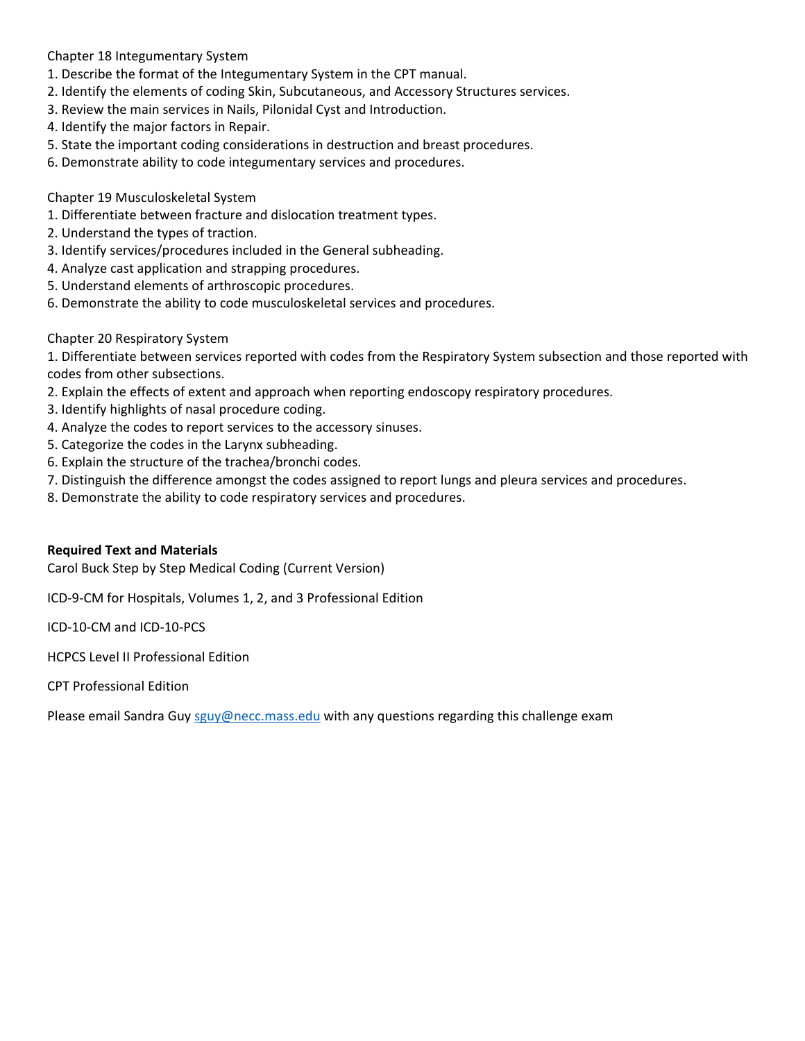Chapter 18 Integumentary System

1. Describe the format of the Integumentary System in the CPT manual.
2. Identify the elements of coding Skin, Subcutaneous, and Accessory Structures services.
3. Review the main services in Nails, Pilonidal Cyst and Introduction.
4. Identify the major factors in Repair.
5. State the important coding considerations in destruction and breast procedures.
6. Demonstrate ability to code integumentary services and procedures.

Chapter 19 Musculoskeletal System

1. Differentiate between fracture and dislocation treatment types.
2. Understand the types of traction.
3. Identify services/procedures included in the General subheading.
4. Analyze cast application and strapping procedures.
5. Understand elements of arthroscopic procedures.
6. Demonstrate the ability to code musculoskeletal services and procedures.

Chapter 20 Respiratory System

1. Differentiate between services reported with codes from the Respiratory System subsection and those reported with codes from other subsections.
2. Explain the effects of extent and approach when reporting endoscopy respiratory procedures.
3. Identify highlights of nasal procedure coding.
4. Analyze the codes to report services to the accessory sinuses.
5. Categorize the codes in the Larynx subheading.
6. Explain the structure of the trachea/bronchi codes.
7. Distinguish the difference amongst the codes assigned to report lungs and pleura services and procedures.
8. Demonstrate the ability to code respiratory services and procedures.

**Required Text and Materials**

Carol Buck Step by Step Medical Coding (Current Version)

ICD-9-CM for Hospitals, Volumes 1, 2, and 3 Professional Edition

ICD-10-CM and ICD-10-PCS

HCPCS Level II Professional Edition

CPT Professional Edition

Please email Sandra Guy sguy@necc.mass.edu with any questions regarding this challenge exam